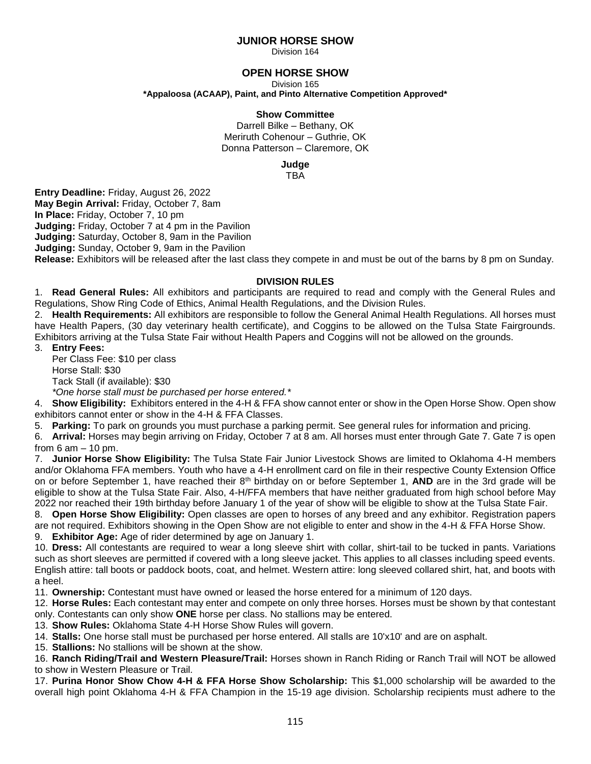# JUNIOR HORSE SHOW

Division 164

# OPEN HORSE SHOW

Division 165

**\*Appaloosa (ACAAP), Paint, and Pinto Alternative Competition Approved\***

**Show Committee**

Darrell Bilke – Bethany, OK
Meriruth Cohenour – Guthrie, OK
Donna Patterson – Claremore, OK

**Judge**

TBA

**Entry Deadline:** Friday, August 26, 2022
**May Begin Arrival:** Friday, October 7, 8am
**In Place:** Friday, October 7, 10 pm
**Judging:** Friday, October 7 at 4 pm in the Pavilion
**Judging:** Saturday, October 8, 9am in the Pavilion
**Judging:** Sunday, October 9, 9am in the Pavilion
**Release:** Exhibitors will be released after the last class they compete in and must be out of the barns by 8 pm on Sunday.

## DIVISION RULES

1. **Read General Rules:** All exhibitors and participants are required to read and comply with the General Rules and Regulations, Show Ring Code of Ethics, Animal Health Regulations, and the Division Rules.
2. **Health Requirements:** All exhibitors are responsible to follow the General Animal Health Regulations. All horses must have Health Papers, (30 day veterinary health certificate), and Coggins to be allowed on the Tulsa State Fairgrounds. Exhibitors arriving at the Tulsa State Fair without Health Papers and Coggins will not be allowed on the grounds.
3. **Entry Fees:**
   Per Class Fee: $10 per class
   Horse Stall: $30
   Tack Stall (if available): $30
   *\*One horse stall must be purchased per horse entered.\**
4. **Show Eligibility:** Exhibitors entered in the 4-H & FFA show cannot enter or show in the Open Horse Show. Open show exhibitors cannot enter or show in the 4-H & FFA Classes.
5. **Parking:** To park on grounds you must purchase a parking permit. See general rules for information and pricing.
6. **Arrival:** Horses may begin arriving on Friday, October 7 at 8 am. All horses must enter through Gate 7. Gate 7 is open from 6 am – 10 pm.
7. **Junior Horse Show Eligibility:** The Tulsa State Fair Junior Livestock Shows are limited to Oklahoma 4-H members and/or Oklahoma FFA members. Youth who have a 4-H enrollment card on file in their respective County Extension Office on or before September 1, have reached their 8th birthday on or before September 1, **AND** are in the 3rd grade will be eligible to show at the Tulsa State Fair. Also, 4-H/FFA members that have neither graduated from high school before May 2022 nor reached their 19th birthday before January 1 of the year of show will be eligible to show at the Tulsa State Fair.
8. **Open Horse Show Eligibility:** Open classes are open to horses of any breed and any exhibitor. Registration papers are not required. Exhibitors showing in the Open Show are not eligible to enter and show in the 4-H & FFA Horse Show.
9. **Exhibitor Age:** Age of rider determined by age on January 1.
10. **Dress:** All contestants are required to wear a long sleeve shirt with collar, shirt-tail to be tucked in pants. Variations such as short sleeves are permitted if covered with a long sleeve jacket. This applies to all classes including speed events. English attire: tall boots or paddock boots, coat, and helmet. Western attire: long sleeved collared shirt, hat, and boots with a heel.
11. **Ownership:** Contestant must have owned or leased the horse entered for a minimum of 120 days.
12. **Horse Rules:** Each contestant may enter and compete on only three horses. Horses must be shown by that contestant only. Contestants can only show **ONE** horse per class. No stallions may be entered.
13. **Show Rules:** Oklahoma State 4-H Horse Show Rules will govern.
14. **Stalls:** One horse stall must be purchased per horse entered. All stalls are 10'x10' and are on asphalt.
15. **Stallions:** No stallions will be shown at the show.
16. **Ranch Riding/Trail and Western Pleasure/Trail:** Horses shown in Ranch Riding or Ranch Trail will NOT be allowed to show in Western Pleasure or Trail.
17. **Purina Honor Show Chow 4-H & FFA Horse Show Scholarship:** This $1,000 scholarship will be awarded to the overall high point Oklahoma 4-H & FFA Champion in the 15-19 age division. Scholarship recipients must adhere to the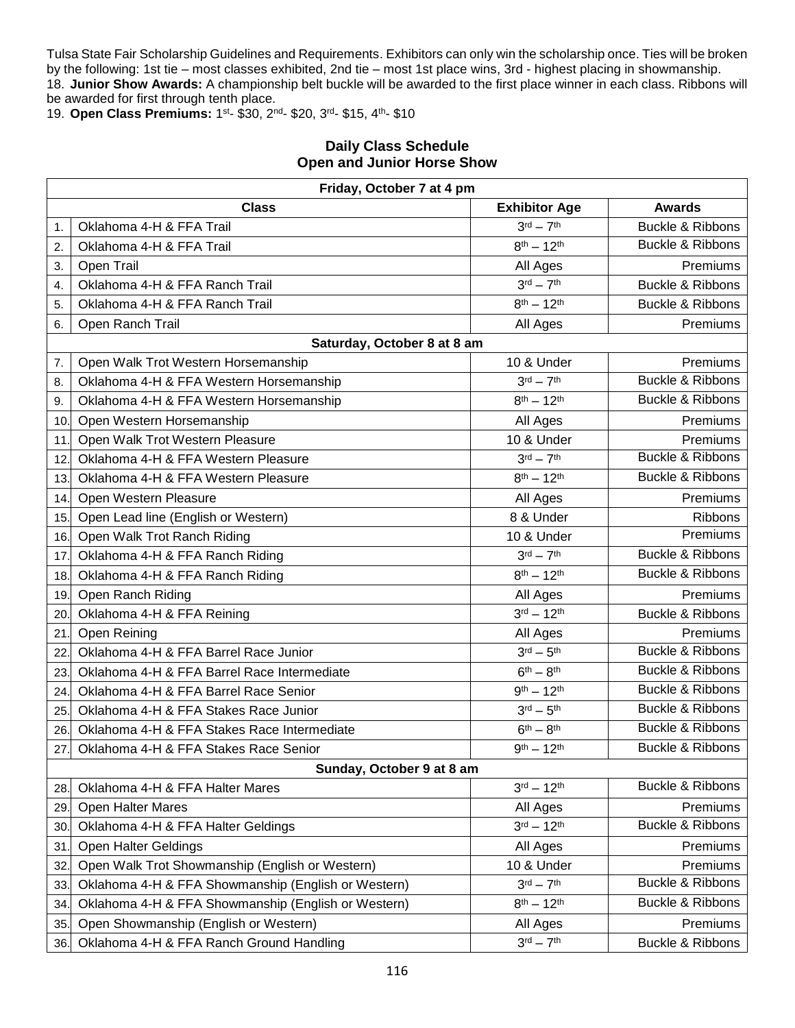Tulsa State Fair Scholarship Guidelines and Requirements. Exhibitors can only win the scholarship once. Ties will be broken by the following: 1st tie – most classes exhibited, 2nd tie – most 1st place wins, 3rd - highest placing in showmanship.

18. **Junior Show Awards:** A championship belt buckle will be awarded to the first place winner in each class. Ribbons will be awarded for first through tenth place.

19. **Open Class Premiums:** 1st- $30, 2nd- $20, 3rd- $15, 4th- $10

## Daily Class Schedule
## Open and Junior Horse Show

| | **Friday, October 7 at 4 pm** | | |
|---|---|---|---|
| | **Class** | **Exhibitor Age** | **Awards** |
| 1. | Oklahoma 4-H & FFA Trail | 3rd – 7th | Buckle & Ribbons |
| 2. | Oklahoma 4-H & FFA Trail | 8th – 12th | Buckle & Ribbons |
| 3. | Open Trail | All Ages | Premiums |
| 4. | Oklahoma 4-H & FFA Ranch Trail | 3rd – 7th | Buckle & Ribbons |
| 5. | Oklahoma 4-H & FFA Ranch Trail | 8th – 12th | Buckle & Ribbons |
| 6. | Open Ranch Trail | All Ages | Premiums |
| | **Saturday, October 8 at 8 am** | | |
| 7. | Open Walk Trot Western Horsemanship | 10 & Under | Premiums |
| 8. | Oklahoma 4-H & FFA Western Horsemanship | 3rd – 7th | Buckle & Ribbons |
| 9. | Oklahoma 4-H & FFA Western Horsemanship | 8th – 12th | Buckle & Ribbons |
| 10. | Open Western Horsemanship | All Ages | Premiums |
| 11. | Open Walk Trot Western Pleasure | 10 & Under | Premiums |
| 12. | Oklahoma 4-H & FFA Western Pleasure | 3rd – 7th | Buckle & Ribbons |
| 13. | Oklahoma 4-H & FFA Western Pleasure | 8th – 12th | Buckle & Ribbons |
| 14. | Open Western Pleasure | All Ages | Premiums |
| 15. | Open Lead line (English or Western) | 8 & Under | Ribbons |
| 16. | Open Walk Trot Ranch Riding | 10 & Under | Premiums |
| 17. | Oklahoma 4-H & FFA Ranch Riding | 3rd – 7th | Buckle & Ribbons |
| 18. | Oklahoma 4-H & FFA Ranch Riding | 8th – 12th | Buckle & Ribbons |
| 19. | Open Ranch Riding | All Ages | Premiums |
| 20. | Oklahoma 4-H & FFA Reining | 3rd – 12th | Buckle & Ribbons |
| 21. | Open Reining | All Ages | Premiums |
| 22. | Oklahoma 4-H & FFA Barrel Race Junior | 3rd – 5th | Buckle & Ribbons |
| 23. | Oklahoma 4-H & FFA Barrel Race Intermediate | 6th – 8th | Buckle & Ribbons |
| 24. | Oklahoma 4-H & FFA Barrel Race Senior | 9th – 12th | Buckle & Ribbons |
| 25. | Oklahoma 4-H & FFA Stakes Race Junior | 3rd – 5th | Buckle & Ribbons |
| 26. | Oklahoma 4-H & FFA Stakes Race Intermediate | 6th – 8th | Buckle & Ribbons |
| 27. | Oklahoma 4-H & FFA Stakes Race Senior | 9th – 12th | Buckle & Ribbons |
| | **Sunday, October 9 at 8 am** | | |
| 28. | Oklahoma 4-H & FFA Halter Mares | 3rd – 12th | Buckle & Ribbons |
| 29. | Open Halter Mares | All Ages | Premiums |
| 30. | Oklahoma 4-H & FFA Halter Geldings | 3rd – 12th | Buckle & Ribbons |
| 31. | Open Halter Geldings | All Ages | Premiums |
| 32. | Open Walk Trot Showmanship (English or Western) | 10 & Under | Premiums |
| 33. | Oklahoma 4-H & FFA Showmanship (English or Western) | 3rd – 7th | Buckle & Ribbons |
| 34. | Oklahoma 4-H & FFA Showmanship (English or Western) | 8th – 12th | Buckle & Ribbons |
| 35. | Open Showmanship (English or Western) | All Ages | Premiums |
| 36. | Oklahoma 4-H & FFA Ranch Ground Handling | 3rd – 7th | Buckle & Ribbons |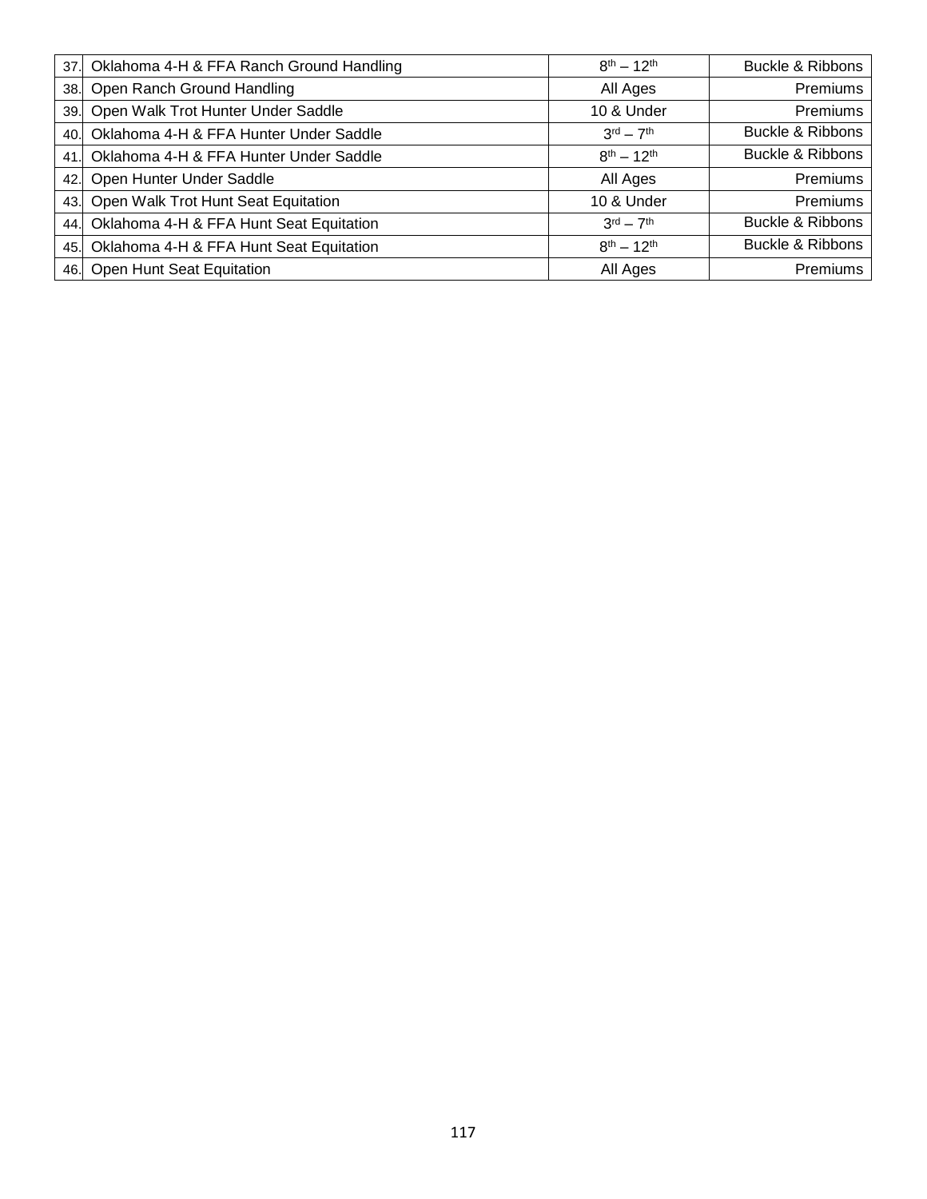| | | | |
|---|---|---|---|
| 37. | Oklahoma 4-H & FFA Ranch Ground Handling | $8^{th} – 12^{th}$ | Buckle & Ribbons |
| 38. | Open Ranch Ground Handling | All Ages | Premiums |
| 39. | Open Walk Trot Hunter Under Saddle | 10 & Under | Premiums |
| 40. | Oklahoma 4-H & FFA Hunter Under Saddle | $3^{rd} – 7^{th}$ | Buckle & Ribbons |
| 41. | Oklahoma 4-H & FFA Hunter Under Saddle | $8^{th} – 12^{th}$ | Buckle & Ribbons |
| 42. | Open Hunter Under Saddle | All Ages | Premiums |
| 43. | Open Walk Trot Hunt Seat Equitation | 10 & Under | Premiums |
| 44. | Oklahoma 4-H & FFA Hunt Seat Equitation | $3^{rd} – 7^{th}$ | Buckle & Ribbons |
| 45. | Oklahoma 4-H & FFA Hunt Seat Equitation | $8^{th} – 12^{th}$ | Buckle & Ribbons |
| 46. | Open Hunt Seat Equitation | All Ages | Premiums |